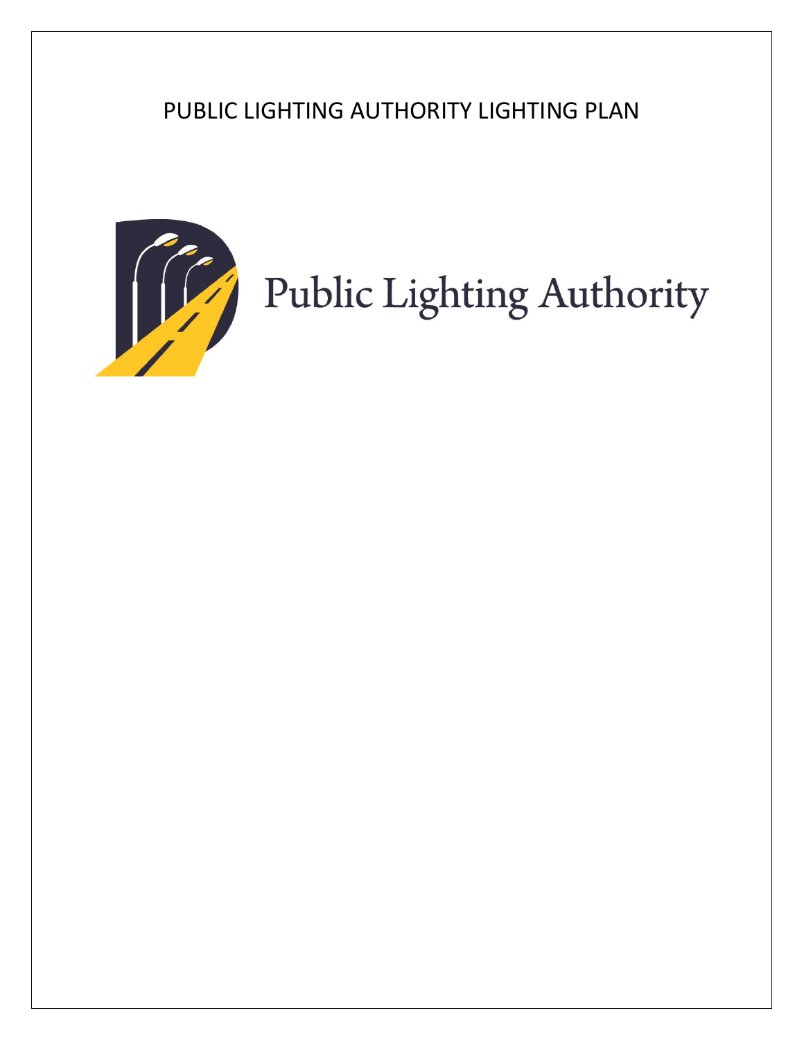# PUBLIC LIGHTING AUTHORITY LIGHTING PLAN

Public Lighting Authority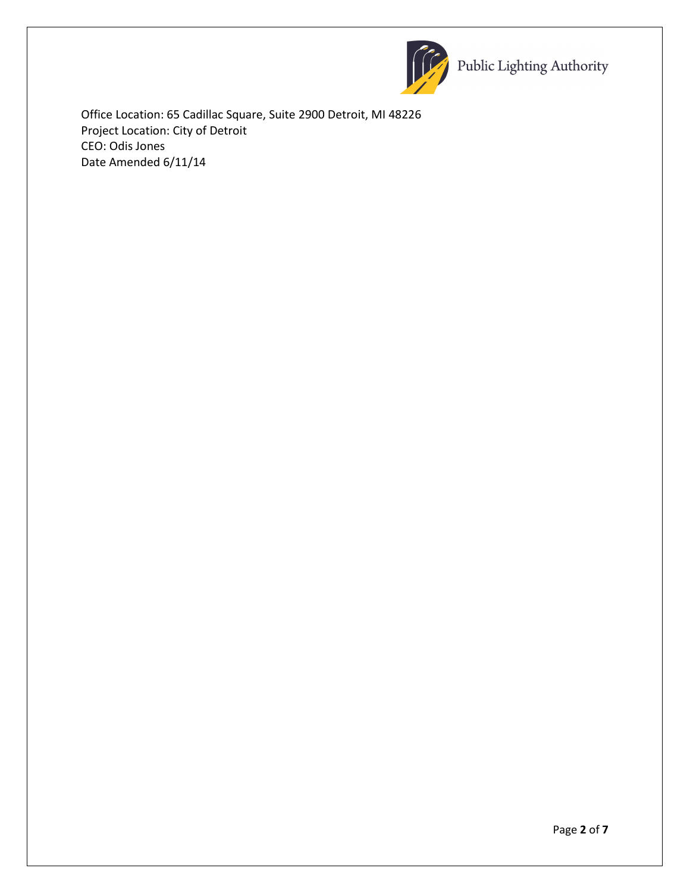Office Location: 65 Cadillac Square, Suite 2900 Detroit, MI 48226
Project Location: City of Detroit
CEO: Odis Jones
Date Amended 6/11/14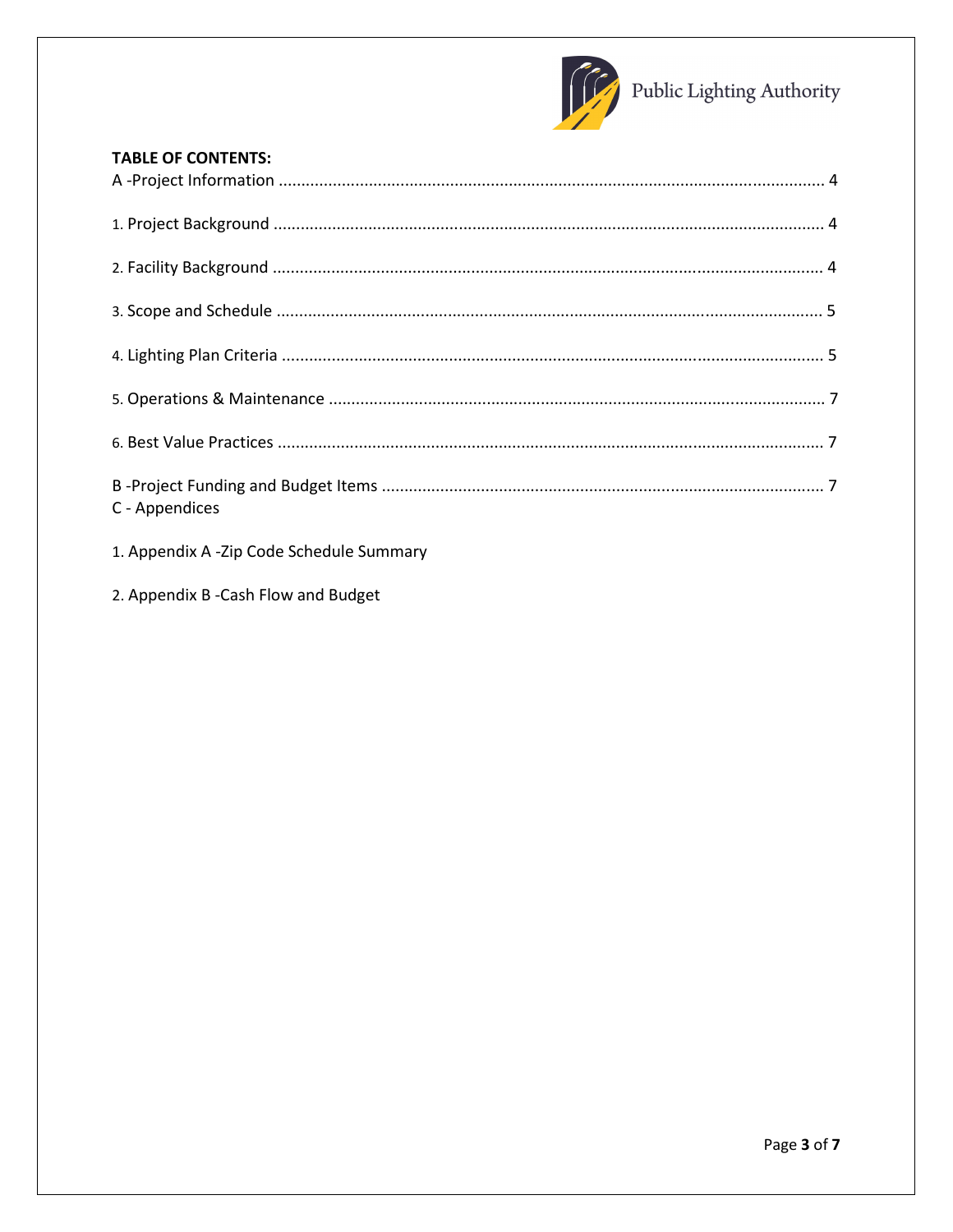**TABLE OF CONTENTS:**

A -Project Information ........................................................................................................................ 4

1. Project Background ........................................................................................................................ 4

2. Facility Background ........................................................................................................................ 4

3. Scope and Schedule ....................................................................................................................... 5

4. Lighting Plan Criteria ...................................................................................................................... 5

5. Operations & Maintenance ............................................................................................................ 7

6. Best Value Practices ....................................................................................................................... 7

B -Project Funding and Budget Items ................................................................................................ 7

C - Appendices

1. Appendix A -Zip Code Schedule Summary

2. Appendix B -Cash Flow and Budget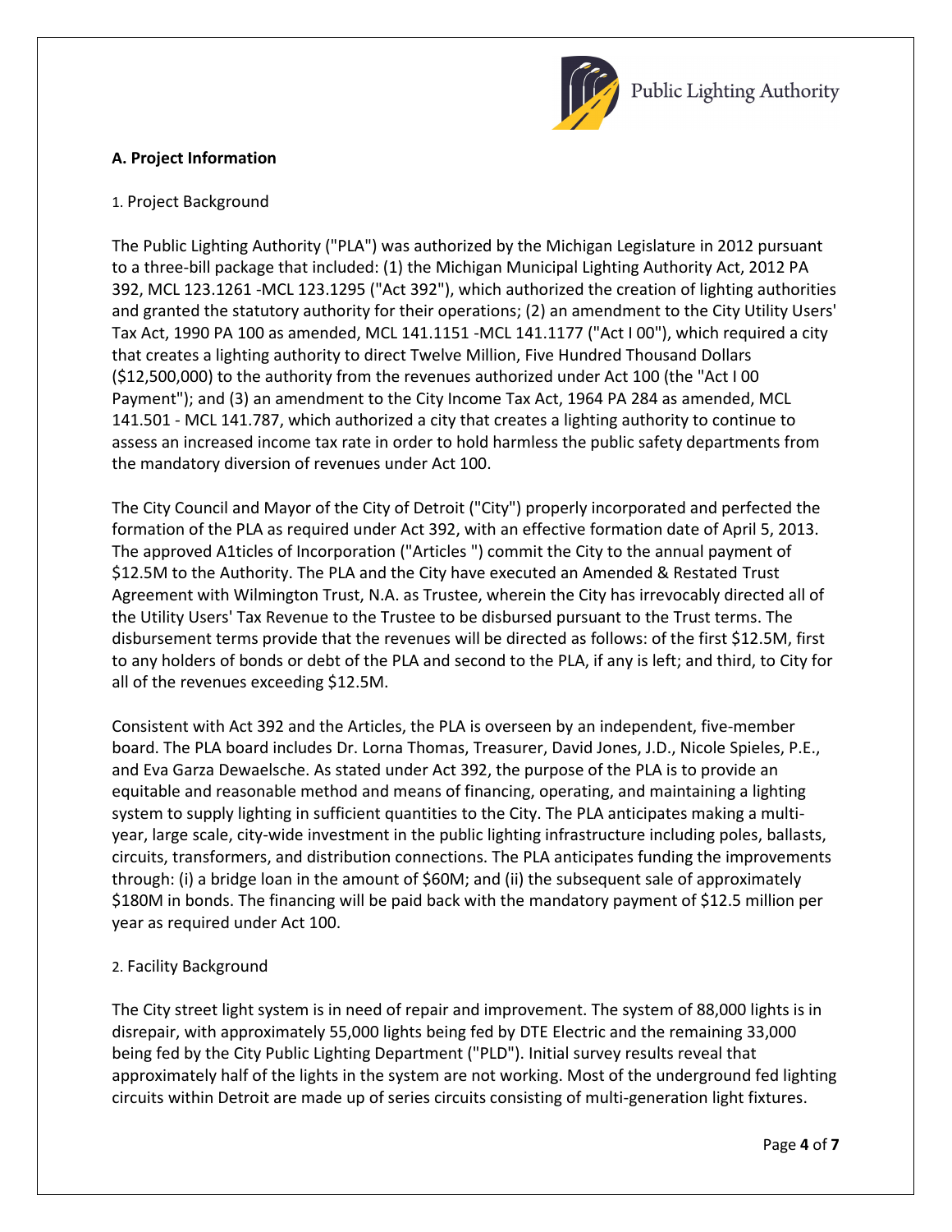### A. Project Information

1. Project Background

The Public Lighting Authority ("PLA") was authorized by the Michigan Legislature in 2012 pursuant to a three-bill package that included: (1) the Michigan Municipal Lighting Authority Act, 2012 PA 392, MCL 123.1261 -MCL 123.1295 ("Act 392"), which authorized the creation of lighting authorities and granted the statutory authority for their operations; (2) an amendment to the City Utility Users' Tax Act, 1990 PA 100 as amended, MCL 141.1151 -MCL 141.1177 ("Act I 00"), which required a city that creates a lighting authority to direct Twelve Million, Five Hundred Thousand Dollars ($12,500,000) to the authority from the revenues authorized under Act 100 (the "Act I 00 Payment"); and (3) an amendment to the City Income Tax Act, 1964 PA 284 as amended, MCL 141.501 - MCL 141.787, which authorized a city that creates a lighting authority to continue to assess an increased income tax rate in order to hold harmless the public safety departments from the mandatory diversion of revenues under Act 100.

The City Council and Mayor of the City of Detroit ("City") properly incorporated and perfected the formation of the PLA as required under Act 392, with an effective formation date of April 5, 2013. The approved A1ticles of Incorporation ("Articles ") commit the City to the annual payment of $12.5M to the Authority. The PLA and the City have executed an Amended & Restated Trust Agreement with Wilmington Trust, N.A. as Trustee, wherein the City has irrevocably directed all of the Utility Users' Tax Revenue to the Trustee to be disbursed pursuant to the Trust terms. The disbursement terms provide that the revenues will be directed as follows: of the first $12.5M, first to any holders of bonds or debt of the PLA and second to the PLA, if any is left; and third, to City for all of the revenues exceeding $12.5M.

Consistent with Act 392 and the Articles, the PLA is overseen by an independent, five-member board. The PLA board includes Dr. Lorna Thomas, Treasurer, David Jones, J.D., Nicole Spieles, P.E., and Eva Garza Dewaelsche. As stated under Act 392, the purpose of the PLA is to provide an equitable and reasonable method and means of financing, operating, and maintaining a lighting system to supply lighting in sufficient quantities to the City. The PLA anticipates making a multi-year, large scale, city-wide investment in the public lighting infrastructure including poles, ballasts, circuits, transformers, and distribution connections. The PLA anticipates funding the improvements through: (i) a bridge loan in the amount of $60M; and (ii) the subsequent sale of approximately $180M in bonds. The financing will be paid back with the mandatory payment of $12.5 million per year as required under Act 100.

2. Facility Background

The City street light system is in need of repair and improvement. The system of 88,000 lights is in disrepair, with approximately 55,000 lights being fed by DTE Electric and the remaining 33,000 being fed by the City Public Lighting Department ("PLD"). Initial survey results reveal that approximately half of the lights in the system are not working. Most of the underground fed lighting circuits within Detroit are made up of series circuits consisting of multi-generation light fixtures.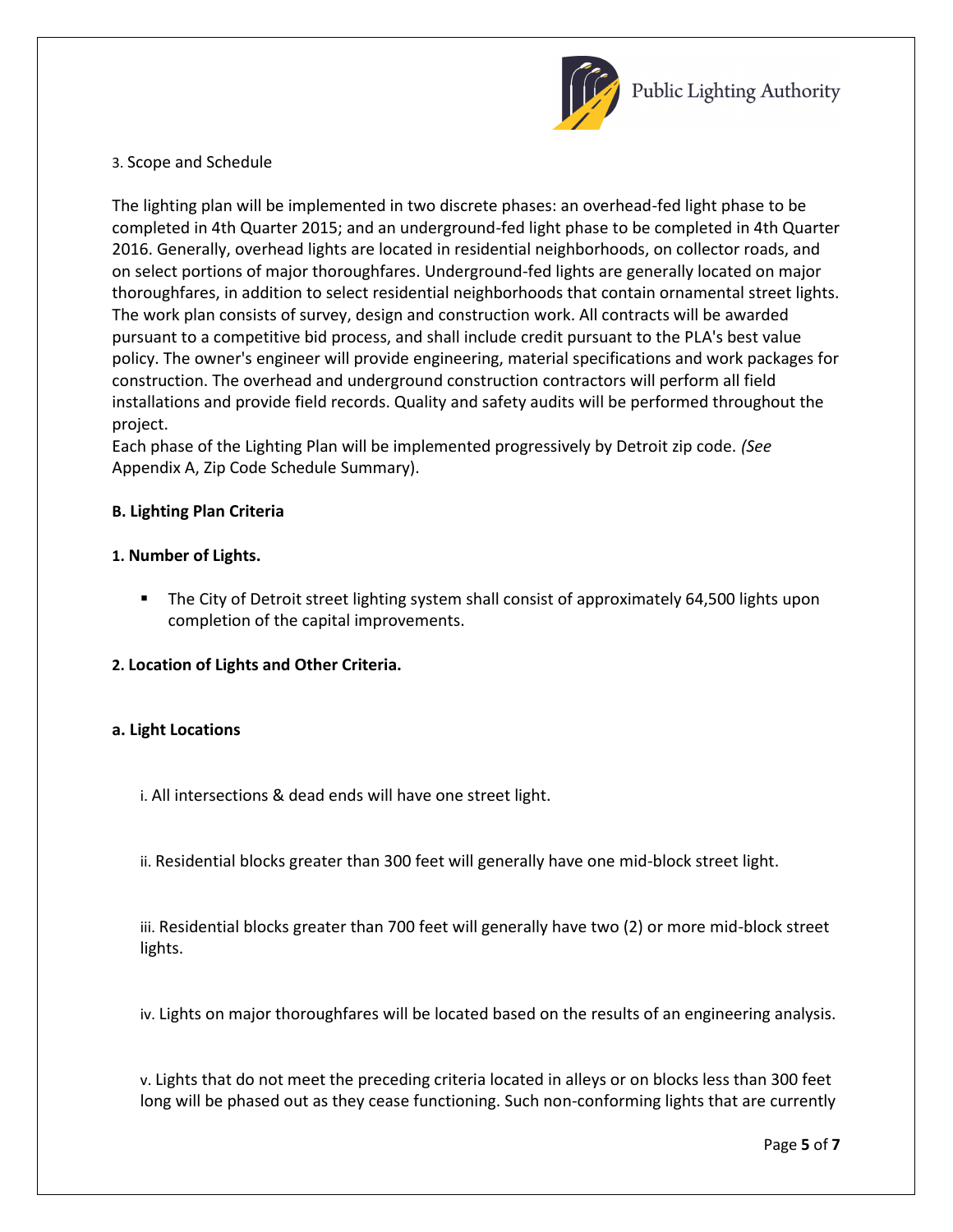3. Scope and Schedule

The lighting plan will be implemented in two discrete phases: an overhead-fed light phase to be completed in 4th Quarter 2015; and an underground-fed light phase to be completed in 4th Quarter 2016. Generally, overhead lights are located in residential neighborhoods, on collector roads, and on select portions of major thoroughfares. Underground-fed lights are generally located on major thoroughfares, in addition to select residential neighborhoods that contain ornamental street lights. The work plan consists of survey, design and construction work. All contracts will be awarded pursuant to a competitive bid process, and shall include credit pursuant to the PLA's best value policy. The owner's engineer will provide engineering, material specifications and work packages for construction. The overhead and underground construction contractors will perform all field installations and provide field records. Quality and safety audits will be performed throughout the project.

Each phase of the Lighting Plan will be implemented progressively by Detroit zip code. *(See* Appendix A, Zip Code Schedule Summary).

**B. Lighting Plan Criteria**

**1. Number of Lights.**

- The City of Detroit street lighting system shall consist of approximately 64,500 lights upon completion of the capital improvements.

**2. Location of Lights and Other Criteria.**

**a. Light Locations**

i. All intersections & dead ends will have one street light.

ii. Residential blocks greater than 300 feet will generally have one mid-block street light.

iii. Residential blocks greater than 700 feet will generally have two (2) or more mid-block street lights.

iv. Lights on major thoroughfares will be located based on the results of an engineering analysis.

v. Lights that do not meet the preceding criteria located in alleys or on blocks less than 300 feet long will be phased out as they cease functioning. Such non-conforming lights that are currently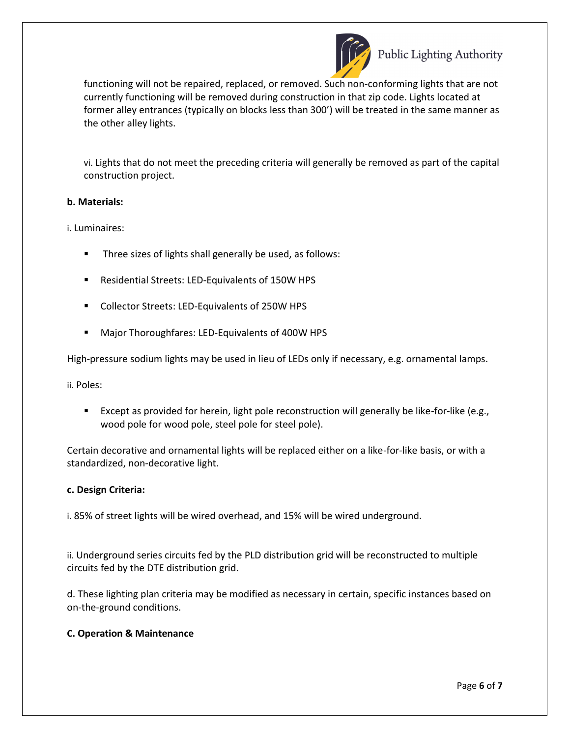functioning will not be repaired, replaced, or removed. Such non-conforming lights that are not currently functioning will be removed during construction in that zip code. Lights located at former alley entrances (typically on blocks less than 300') will be treated in the same manner as the other alley lights.

vi. Lights that do not meet the preceding criteria will generally be removed as part of the capital construction project.

**b. Materials:**

i. Luminaires:

- Three sizes of lights shall generally be used, as follows:
- Residential Streets: LED-Equivalents of 150W HPS
- Collector Streets: LED-Equivalents of 250W HPS
- Major Thoroughfares: LED-Equivalents of 400W HPS

High-pressure sodium lights may be used in lieu of LEDs only if necessary, e.g. ornamental lamps.

ii. Poles:

- Except as provided for herein, light pole reconstruction will generally be like-for-like (e.g., wood pole for wood pole, steel pole for steel pole).

Certain decorative and ornamental lights will be replaced either on a like-for-like basis, or with a standardized, non-decorative light.

**c. Design Criteria:**

i. 85% of street lights will be wired overhead, and 15% will be wired underground.

ii. Underground series circuits fed by the PLD distribution grid will be reconstructed to multiple circuits fed by the DTE distribution grid.

d. These lighting plan criteria may be modified as necessary in certain, specific instances based on on-the-ground conditions.

**C. Operation & Maintenance**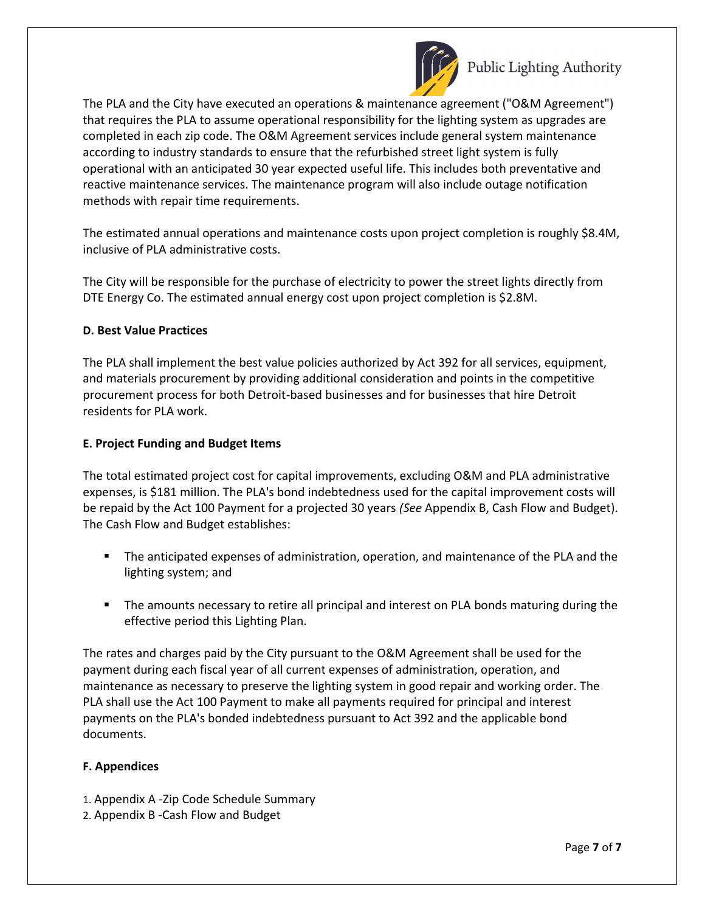The PLA and the City have executed an operations & maintenance agreement ("O&M Agreement") that requires the PLA to assume operational responsibility for the lighting system as upgrades are completed in each zip code. The O&M Agreement services include general system maintenance according to industry standards to ensure that the refurbished street light system is fully operational with an anticipated 30 year expected useful life. This includes both preventative and reactive maintenance services. The maintenance program will also include outage notification methods with repair time requirements.

The estimated annual operations and maintenance costs upon project completion is roughly $8.4M, inclusive of PLA administrative costs.

The City will be responsible for the purchase of electricity to power the street lights directly from DTE Energy Co. The estimated annual energy cost upon project completion is $2.8M.

**D. Best Value Practices**

The PLA shall implement the best value policies authorized by Act 392 for all services, equipment, and materials procurement by providing additional consideration and points in the competitive procurement process for both Detroit-based businesses and for businesses that hire Detroit residents for PLA work.

**E. Project Funding and Budget Items**

The total estimated project cost for capital improvements, excluding O&M and PLA administrative expenses, is $181 million. The PLA's bond indebtedness used for the capital improvement costs will be repaid by the Act 100 Payment for a projected 30 years *(See* Appendix B, Cash Flow and Budget). The Cash Flow and Budget establishes:

- The anticipated expenses of administration, operation, and maintenance of the PLA and the lighting system; and
- The amounts necessary to retire all principal and interest on PLA bonds maturing during the effective period this Lighting Plan.

The rates and charges paid by the City pursuant to the O&M Agreement shall be used for the payment during each fiscal year of all current expenses of administration, operation, and maintenance as necessary to preserve the lighting system in good repair and working order. The PLA shall use the Act 100 Payment to make all payments required for principal and interest payments on the PLA's bonded indebtedness pursuant to Act 392 and the applicable bond documents.

**F. Appendices**

1. Appendix A -Zip Code Schedule Summary
2. Appendix B -Cash Flow and Budget